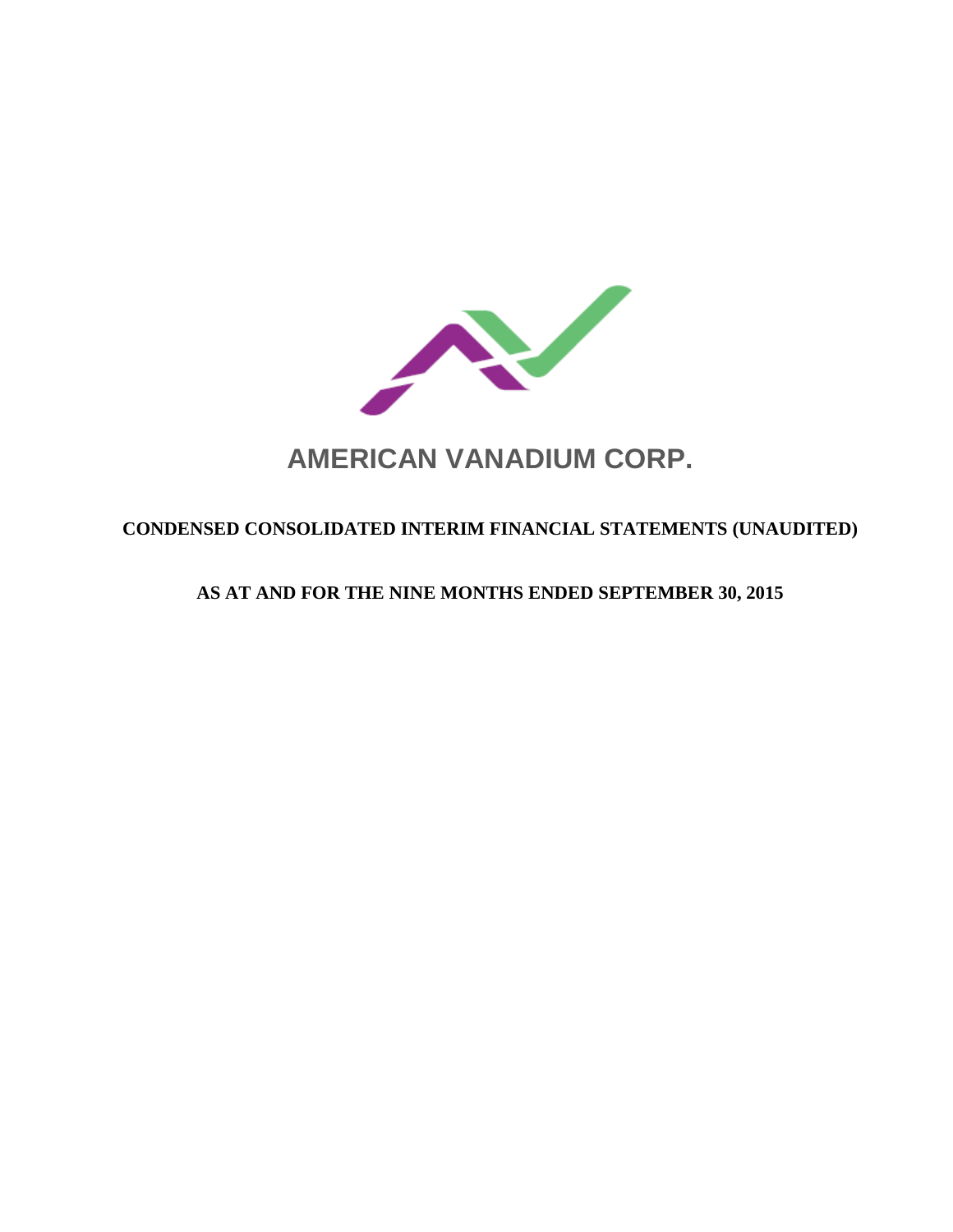# AMERICAN VANADIUM CORP.

## CONDENSED CONSOLIDATED INTERIM FINANCIAL STATEMENTS (UNAUDITED)

## AS AT AND FOR THE NINE MONTHS ENDED SEPTEMBER 30, 2015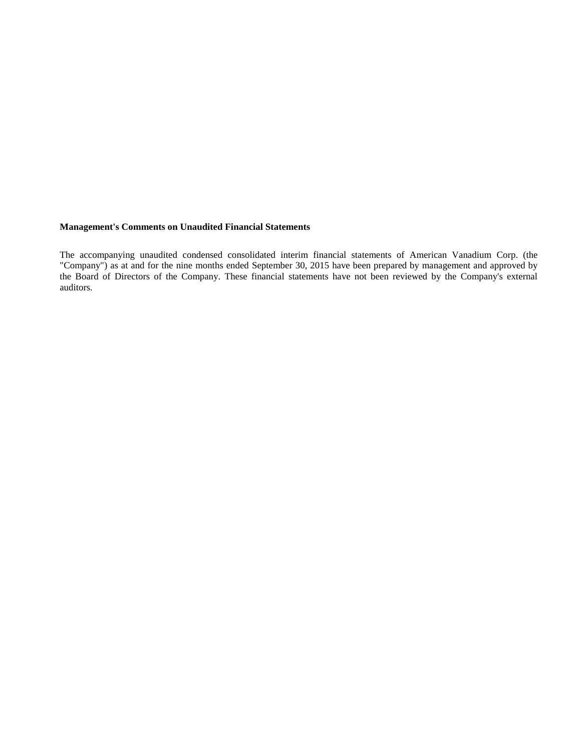**Management's Comments on Unaudited Financial Statements**

The accompanying unaudited condensed consolidated interim financial statements of American Vanadium Corp. (the "Company") as at and for the nine months ended September 30, 2015 have been prepared by management and approved by the Board of Directors of the Company. These financial statements have not been reviewed by the Company's external auditors.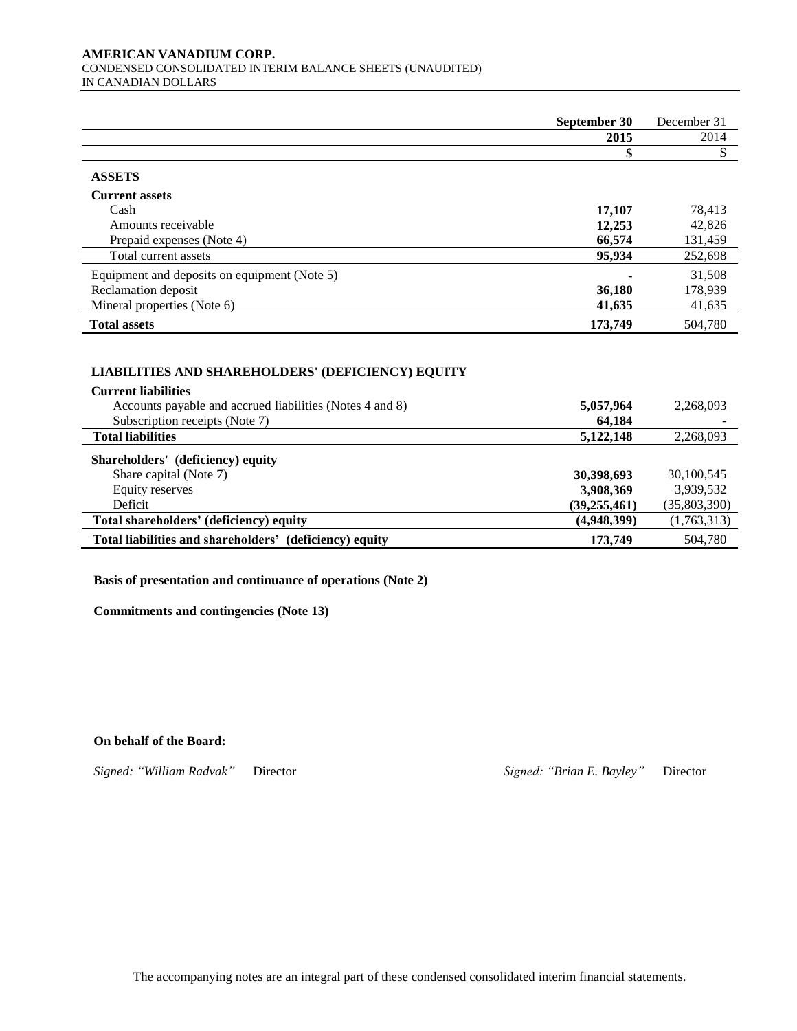**AMERICAN VANADIUM CORP.**
CONDENSED CONSOLIDATED INTERIM BALANCE SHEETS (UNAUDITED)
IN CANADIAN DOLLARS

| | **September 30 2015** | December 31 2014 |
|---|---|---|
| | **$** | $ |
| **ASSETS** | | |
| **Current assets** | | |
| Cash | **17,107** | 78,413 |
| Amounts receivable | **12,253** | 42,826 |
| Prepaid expenses (Note 4) | **66,574** | 131,459 |
| Total current assets | **95,934** | 252,698 |
| Equipment and deposits on equipment (Note 5) | **-** | 31,508 |
| Reclamation deposit | **36,180** | 178,939 |
| Mineral properties (Note 6) | **41,635** | 41,635 |
| **Total assets** | **173,749** | 504,780 |
| | | |
| **LIABILITIES AND SHAREHOLDERS' (DEFICIENCY) EQUITY** | | |
| **Current liabilities** | | |
| Accounts payable and accrued liabilities (Notes 4 and 8) | **5,057,964** | 2,268,093 |
| Subscription receipts (Note 7) | **64,184** | - |
| **Total liabilities** | **5,122,148** | 2,268,093 |
| **Shareholders' (deficiency) equity** | | |
| Share capital (Note 7) | **30,398,693** | 30,100,545 |
| Equity reserves | **3,908,369** | 3,939,532 |
| Deficit | **(39,255,461)** | (35,803,390) |
| **Total shareholders' (deficiency) equity** | **(4,948,399)** | (1,763,313) |
| **Total liabilities and shareholders' (deficiency) equity** | **173,749** | 504,780 |

**Basis of presentation and continuance of operations (Note 2)**

**Commitments and contingencies (Note 13)**

**On behalf of the Board:**

*Signed: "William Radvak"* Director

*Signed: "Brian E. Bayley"* Director

The accompanying notes are an integral part of these condensed consolidated interim financial statements.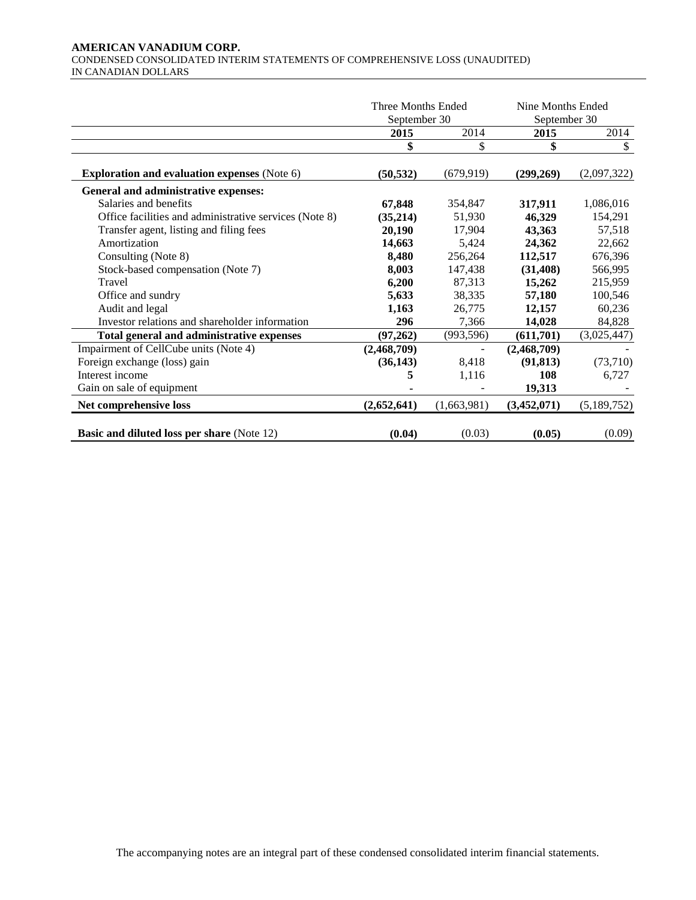**AMERICAN VANADIUM CORP.**
CONDENSED CONSOLIDATED INTERIM STATEMENTS OF COMPREHENSIVE LOSS (UNAUDITED)
IN CANADIAN DOLLARS

| | Three Months Ended September 30 | | Nine Months Ended September 30 | |
|---|---|---|---|---|
| | **2015** | 2014 | **2015** | 2014 |
| | **$** | $ | **$** | $ |
| **Exploration and evaluation expenses** (Note 6) | **(50,532)** | (679,919) | **(299,269)** | (2,097,322) |
| **General and administrative expenses:** | | | | |
| Salaries and benefits | **67,848** | 354,847 | **317,911** | 1,086,016 |
| Office facilities and administrative services (Note 8) | **(35,214)** | 51,930 | **46,329** | 154,291 |
| Transfer agent, listing and filing fees | **20,190** | 17,904 | **43,363** | 57,518 |
| Amortization | **14,663** | 5,424 | **24,362** | 22,662 |
| Consulting (Note 8) | **8,480** | 256,264 | **112,517** | 676,396 |
| Stock-based compensation (Note 7) | **8,003** | 147,438 | **(31,408)** | 566,995 |
| Travel | **6,200** | 87,313 | **15,262** | 215,959 |
| Office and sundry | **5,633** | 38,335 | **57,180** | 100,546 |
| Audit and legal | **1,163** | 26,775 | **12,157** | 60,236 |
| Investor relations and shareholder information | **296** | 7,366 | **14,028** | 84,828 |
| **Total general and administrative expenses** | **(97,262)** | (993,596) | **(611,701)** | (3,025,447) |
| Impairment of CellCube units (Note 4) | **(2,468,709)** | - | **(2,468,709)** | - |
| Foreign exchange (loss) gain | **(36,143)** | 8,418 | **(91,813)** | (73,710) |
| Interest income | **5** | 1,116 | **108** | 6,727 |
| Gain on sale of equipment | **-** | - | **19,313** | - |
| **Net comprehensive loss** | **(2,652,641)** | (1,663,981) | **(3,452,071)** | (5,189,752) |
| **Basic and diluted loss per share** (Note 12) | **(0.04)** | (0.03) | **(0.05)** | (0.09) |

The accompanying notes are an integral part of these condensed consolidated interim financial statements.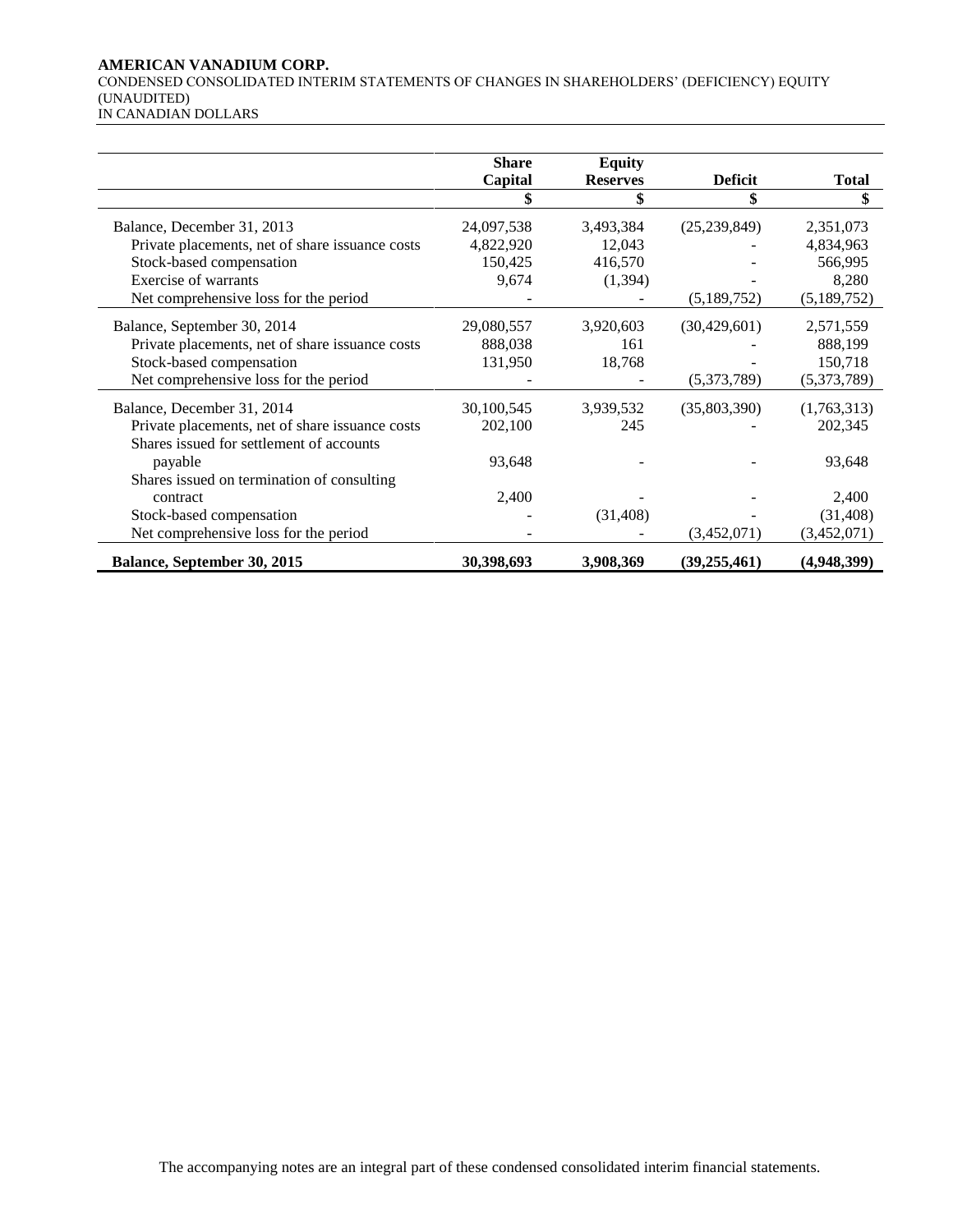**AMERICAN VANADIUM CORP.**
CONDENSED CONSOLIDATED INTERIM STATEMENTS OF CHANGES IN SHAREHOLDERS' (DEFICIENCY) EQUITY
(UNAUDITED)
IN CANADIAN DOLLARS

| | Share Capital | Equity Reserves | Deficit | Total |
|---|---|---|---|---|
| | $ | $ | $ | $ |
| Balance, December 31, 2013 | 24,097,538 | 3,493,384 | (25,239,849) | 2,351,073 |
| Private placements, net of share issuance costs | 4,822,920 | 12,043 | - | 4,834,963 |
| Stock-based compensation | 150,425 | 416,570 | - | 566,995 |
| Exercise of warrants | 9,674 | (1,394) | - | 8,280 |
| Net comprehensive loss for the period | - | - | (5,189,752) | (5,189,752) |
| Balance, September 30, 2014 | 29,080,557 | 3,920,603 | (30,429,601) | 2,571,559 |
| Private placements, net of share issuance costs | 888,038 | 161 | - | 888,199 |
| Stock-based compensation | 131,950 | 18,768 | - | 150,718 |
| Net comprehensive loss for the period | - | - | (5,373,789) | (5,373,789) |
| Balance, December 31, 2014 | 30,100,545 | 3,939,532 | (35,803,390) | (1,763,313) |
| Private placements, net of share issuance costs | 202,100 | 245 | - | 202,345 |
| Shares issued for settlement of accounts payable | 93,648 | - | - | 93,648 |
| Shares issued on termination of consulting contract | 2,400 | - | - | 2,400 |
| Stock-based compensation | - | (31,408) | - | (31,408) |
| Net comprehensive loss for the period | - | - | (3,452,071) | (3,452,071) |
| **Balance, September 30, 2015** | **30,398,693** | **3,908,369** | **(39,255,461)** | **(4,948,399)** |

The accompanying notes are an integral part of these condensed consolidated interim financial statements.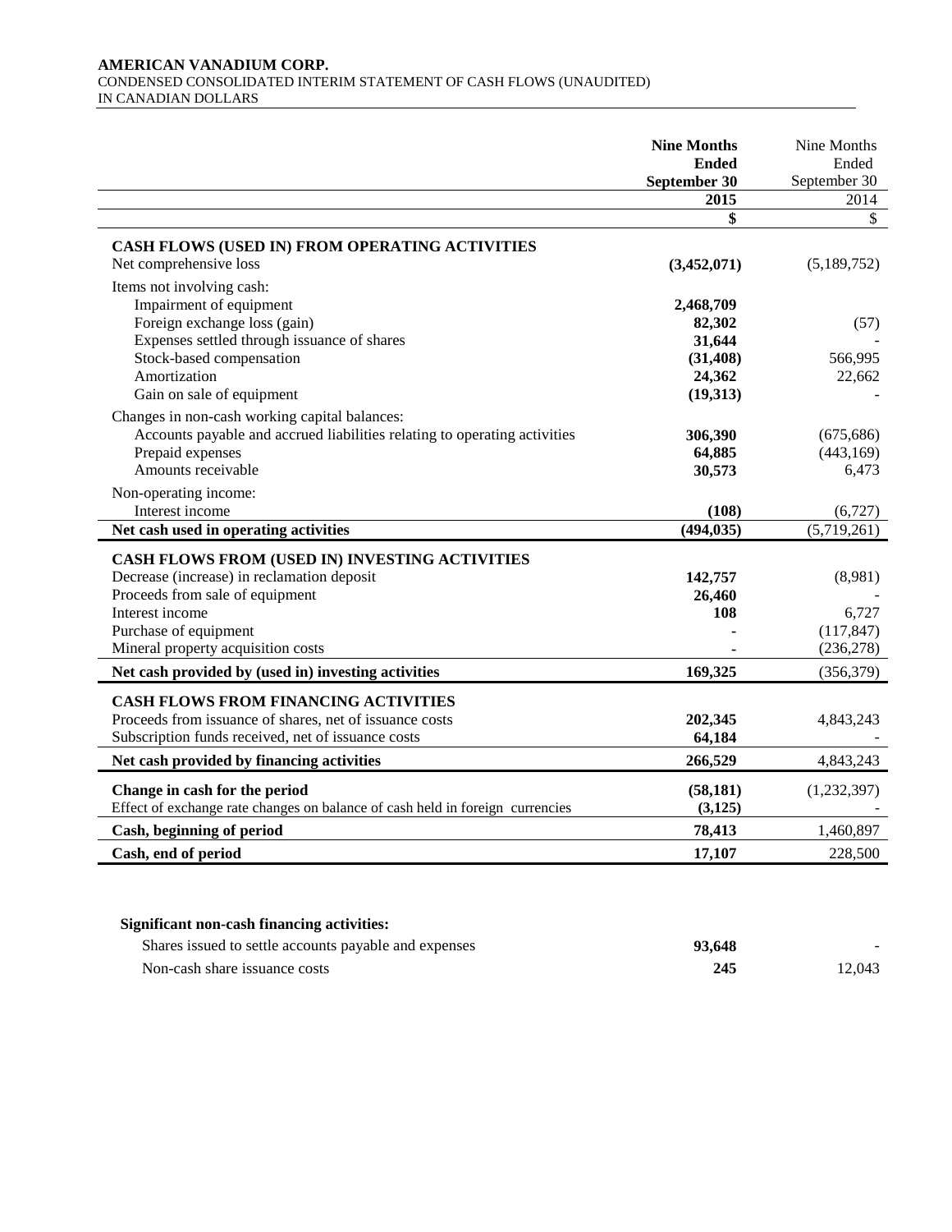**AMERICAN VANADIUM CORP.**
CONDENSED CONSOLIDATED INTERIM STATEMENT OF CASH FLOWS (UNAUDITED)
IN CANADIAN DOLLARS

| | **Nine Months Ended September 30 2015** | Nine Months Ended September 30 2014 |
|---|---|---|
| | **\$** | \$ |
| **CASH FLOWS (USED IN) FROM OPERATING ACTIVITIES** | | |
| Net comprehensive loss | **(3,452,071)** | (5,189,752) |
| Items not involving cash: | | |
| Impairment of equipment | **2,468,709** | |
| Foreign exchange loss (gain) | **82,302** | (57) |
| Expenses settled through issuance of shares | **31,644** | - |
| Stock-based compensation | **(31,408)** | 566,995 |
| Amortization | **24,362** | 22,662 |
| Gain on sale of equipment | **(19,313)** | - |
| Changes in non-cash working capital balances: | | |
| Accounts payable and accrued liabilities relating to operating activities | **306,390** | (675,686) |
| Prepaid expenses | **64,885** | (443,169) |
| Amounts receivable | **30,573** | 6,473 |
| Non-operating income: | | |
| Interest income | **(108)** | (6,727) |
| **Net cash used in operating activities** | **(494,035)** | (5,719,261) |
| **CASH FLOWS FROM (USED IN) INVESTING ACTIVITIES** | | |
| Decrease (increase) in reclamation deposit | **142,757** | (8,981) |
| Proceeds from sale of equipment | **26,460** | - |
| Interest income | **108** | 6,727 |
| Purchase of equipment | **-** | (117,847) |
| Mineral property acquisition costs | **-** | (236,278) |
| **Net cash provided by (used in) investing activities** | **169,325** | (356,379) |
| **CASH FLOWS FROM FINANCING ACTIVITIES** | | |
| Proceeds from issuance of shares, net of issuance costs | **202,345** | 4,843,243 |
| Subscription funds received, net of issuance costs | **64,184** | - |
| **Net cash provided by financing activities** | **266,529** | 4,843,243 |
| **Change in cash for the period** | **(58,181)** | (1,232,397) |
| Effect of exchange rate changes on balance of cash held in foreign currencies | **(3,125)** | - |
| **Cash, beginning of period** | **78,413** | 1,460,897 |
| **Cash, end of period** | **17,107** | 228,500 |

| **Significant non-cash financing activities:** | | |
|---|---|---|
| Shares issued to settle accounts payable and expenses | **93,648** | - |
| Non-cash share issuance costs | **245** | 12,043 |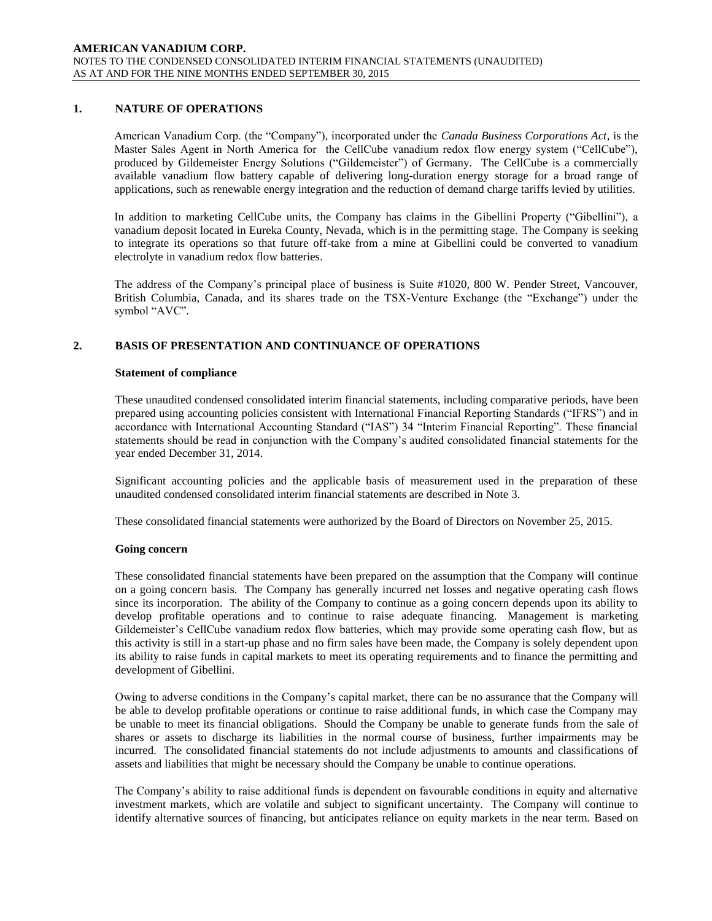## 1. NATURE OF OPERATIONS

American Vanadium Corp. (the "Company"), incorporated under the *Canada Business Corporations Act*, is the Master Sales Agent in North America for the CellCube vanadium redox flow energy system ("CellCube"), produced by Gildemeister Energy Solutions ("Gildemeister") of Germany. The CellCube is a commercially available vanadium flow battery capable of delivering long-duration energy storage for a broad range of applications, such as renewable energy integration and the reduction of demand charge tariffs levied by utilities.

In addition to marketing CellCube units, the Company has claims in the Gibellini Property ("Gibellini"), a vanadium deposit located in Eureka County, Nevada, which is in the permitting stage. The Company is seeking to integrate its operations so that future off-take from a mine at Gibellini could be converted to vanadium electrolyte in vanadium redox flow batteries.

The address of the Company's principal place of business is Suite #1020, 800 W. Pender Street, Vancouver, British Columbia, Canada, and its shares trade on the TSX-Venture Exchange (the "Exchange") under the symbol "AVC".

## 2. BASIS OF PRESENTATION AND CONTINUANCE OF OPERATIONS

### Statement of compliance

These unaudited condensed consolidated interim financial statements, including comparative periods, have been prepared using accounting policies consistent with International Financial Reporting Standards ("IFRS") and in accordance with International Accounting Standard ("IAS") 34 "Interim Financial Reporting". These financial statements should be read in conjunction with the Company's audited consolidated financial statements for the year ended December 31, 2014.

Significant accounting policies and the applicable basis of measurement used in the preparation of these unaudited condensed consolidated interim financial statements are described in Note 3.

These consolidated financial statements were authorized by the Board of Directors on November 25, 2015.

### Going concern

These consolidated financial statements have been prepared on the assumption that the Company will continue on a going concern basis. The Company has generally incurred net losses and negative operating cash flows since its incorporation. The ability of the Company to continue as a going concern depends upon its ability to develop profitable operations and to continue to raise adequate financing. Management is marketing Gildemeister's CellCube vanadium redox flow batteries, which may provide some operating cash flow, but as this activity is still in a start-up phase and no firm sales have been made, the Company is solely dependent upon its ability to raise funds in capital markets to meet its operating requirements and to finance the permitting and development of Gibellini.

Owing to adverse conditions in the Company's capital market, there can be no assurance that the Company will be able to develop profitable operations or continue to raise additional funds, in which case the Company may be unable to meet its financial obligations. Should the Company be unable to generate funds from the sale of shares or assets to discharge its liabilities in the normal course of business, further impairments may be incurred. The consolidated financial statements do not include adjustments to amounts and classifications of assets and liabilities that might be necessary should the Company be unable to continue operations.

The Company's ability to raise additional funds is dependent on favourable conditions in equity and alternative investment markets, which are volatile and subject to significant uncertainty. The Company will continue to identify alternative sources of financing, but anticipates reliance on equity markets in the near term. Based on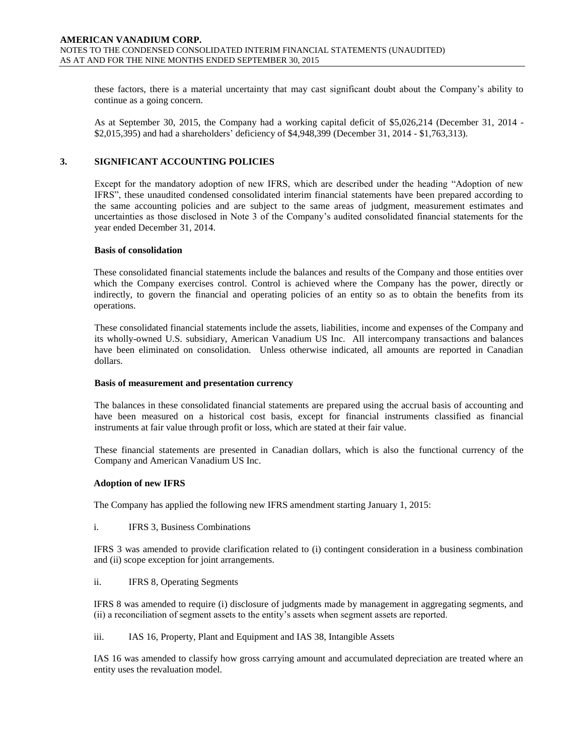these factors, there is a material uncertainty that may cast significant doubt about the Company's ability to continue as a going concern.

As at September 30, 2015, the Company had a working capital deficit of $5,026,214 (December 31, 2014 - $2,015,395) and had a shareholders' deficiency of $4,948,399 (December 31, 2014 - $1,763,313).

## 3. SIGNIFICANT ACCOUNTING POLICIES

Except for the mandatory adoption of new IFRS, which are described under the heading "Adoption of new IFRS", these unaudited condensed consolidated interim financial statements have been prepared according to the same accounting policies and are subject to the same areas of judgment, measurement estimates and uncertainties as those disclosed in Note 3 of the Company's audited consolidated financial statements for the year ended December 31, 2014.

### Basis of consolidation

These consolidated financial statements include the balances and results of the Company and those entities over which the Company exercises control. Control is achieved where the Company has the power, directly or indirectly, to govern the financial and operating policies of an entity so as to obtain the benefits from its operations.

These consolidated financial statements include the assets, liabilities, income and expenses of the Company and its wholly-owned U.S. subsidiary, American Vanadium US Inc. All intercompany transactions and balances have been eliminated on consolidation. Unless otherwise indicated, all amounts are reported in Canadian dollars.

### Basis of measurement and presentation currency

The balances in these consolidated financial statements are prepared using the accrual basis of accounting and have been measured on a historical cost basis, except for financial instruments classified as financial instruments at fair value through profit or loss, which are stated at their fair value.

These financial statements are presented in Canadian dollars, which is also the functional currency of the Company and American Vanadium US Inc.

### Adoption of new IFRS

The Company has applied the following new IFRS amendment starting January 1, 2015:

i. IFRS 3, Business Combinations

IFRS 3 was amended to provide clarification related to (i) contingent consideration in a business combination and (ii) scope exception for joint arrangements.

ii. IFRS 8, Operating Segments

IFRS 8 was amended to require (i) disclosure of judgments made by management in aggregating segments, and (ii) a reconciliation of segment assets to the entity's assets when segment assets are reported.

iii. IAS 16, Property, Plant and Equipment and IAS 38, Intangible Assets

IAS 16 was amended to classify how gross carrying amount and accumulated depreciation are treated where an entity uses the revaluation model.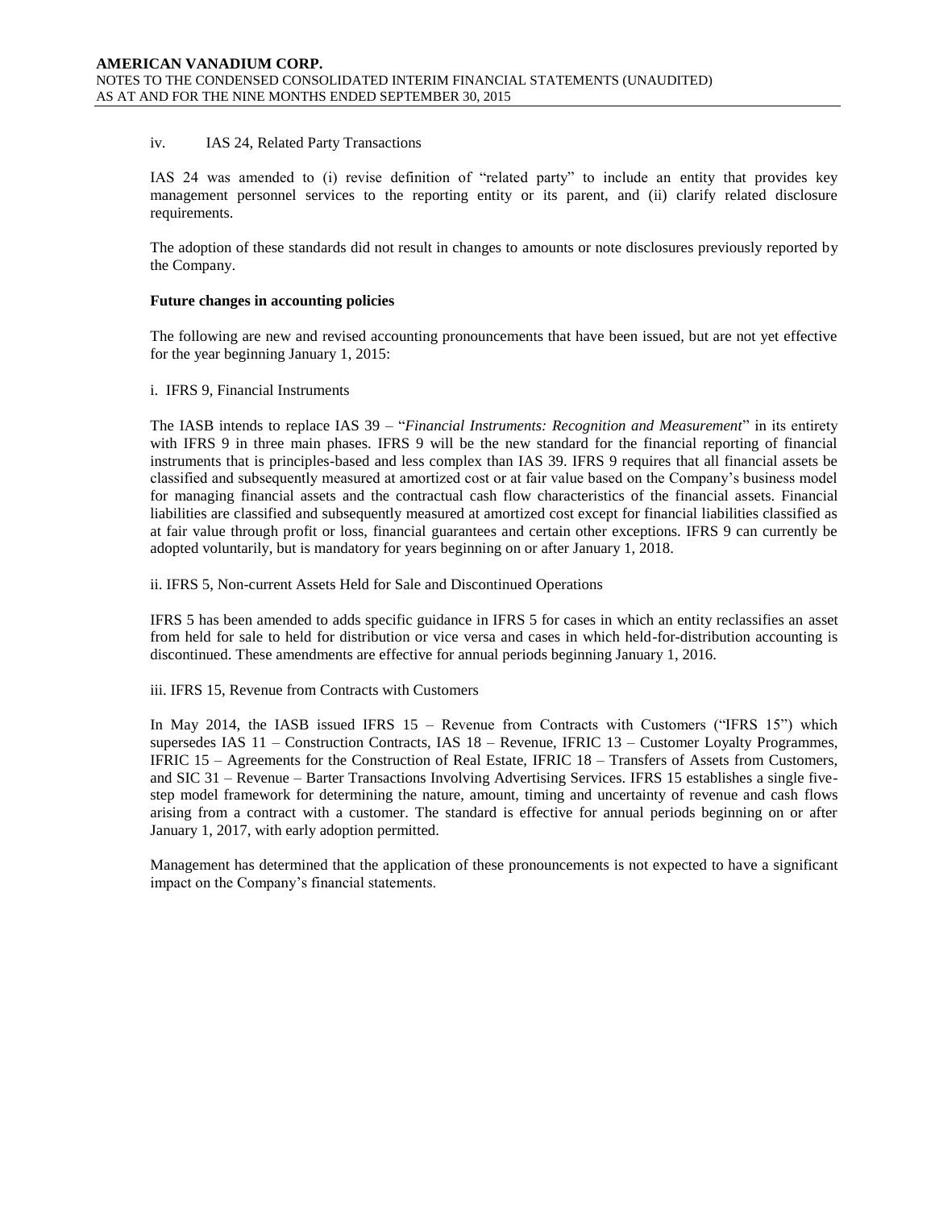iv. IAS 24, Related Party Transactions

IAS 24 was amended to (i) revise definition of "related party" to include an entity that provides key management personnel services to the reporting entity or its parent, and (ii) clarify related disclosure requirements.

The adoption of these standards did not result in changes to amounts or note disclosures previously reported by the Company.

**Future changes in accounting policies**

The following are new and revised accounting pronouncements that have been issued, but are not yet effective for the year beginning January 1, 2015:

i. IFRS 9, Financial Instruments

The IASB intends to replace IAS 39 – "*Financial Instruments: Recognition and Measurement*" in its entirety with IFRS 9 in three main phases. IFRS 9 will be the new standard for the financial reporting of financial instruments that is principles-based and less complex than IAS 39. IFRS 9 requires that all financial assets be classified and subsequently measured at amortized cost or at fair value based on the Company's business model for managing financial assets and the contractual cash flow characteristics of the financial assets. Financial liabilities are classified and subsequently measured at amortized cost except for financial liabilities classified as at fair value through profit or loss, financial guarantees and certain other exceptions. IFRS 9 can currently be adopted voluntarily, but is mandatory for years beginning on or after January 1, 2018.

ii. IFRS 5, Non-current Assets Held for Sale and Discontinued Operations

IFRS 5 has been amended to adds specific guidance in IFRS 5 for cases in which an entity reclassifies an asset from held for sale to held for distribution or vice versa and cases in which held-for-distribution accounting is discontinued. These amendments are effective for annual periods beginning January 1, 2016.

iii. IFRS 15, Revenue from Contracts with Customers

In May 2014, the IASB issued IFRS 15 – Revenue from Contracts with Customers ("IFRS 15") which supersedes IAS 11 – Construction Contracts, IAS 18 – Revenue, IFRIC 13 – Customer Loyalty Programmes, IFRIC 15 – Agreements for the Construction of Real Estate, IFRIC 18 – Transfers of Assets from Customers, and SIC 31 – Revenue – Barter Transactions Involving Advertising Services. IFRS 15 establishes a single five-step model framework for determining the nature, amount, timing and uncertainty of revenue and cash flows arising from a contract with a customer. The standard is effective for annual periods beginning on or after January 1, 2017, with early adoption permitted.

Management has determined that the application of these pronouncements is not expected to have a significant impact on the Company's financial statements.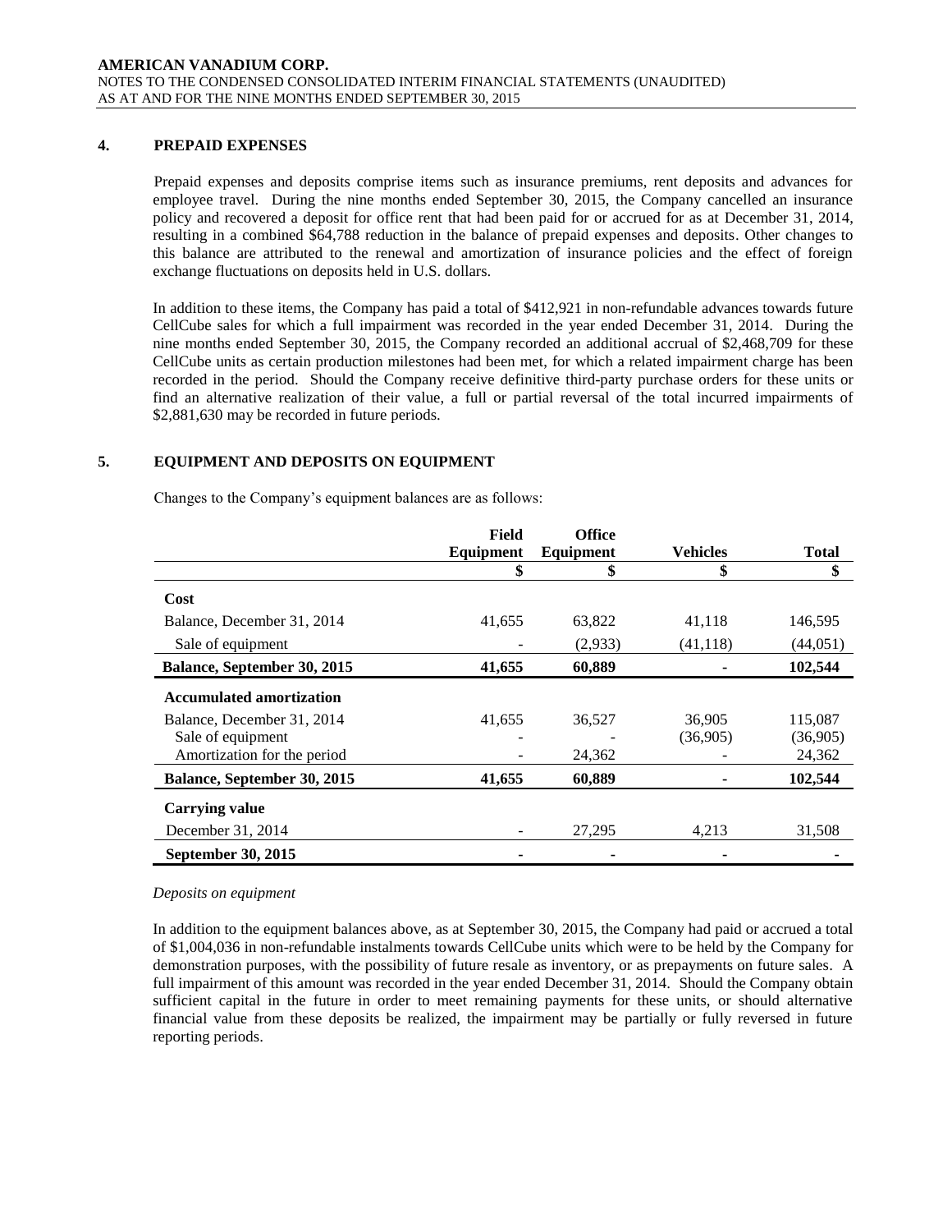## 4. PREPAID EXPENSES

Prepaid expenses and deposits comprise items such as insurance premiums, rent deposits and advances for employee travel. During the nine months ended September 30, 2015, the Company cancelled an insurance policy and recovered a deposit for office rent that had been paid for or accrued for as at December 31, 2014, resulting in a combined $64,788 reduction in the balance of prepaid expenses and deposits. Other changes to this balance are attributed to the renewal and amortization of insurance policies and the effect of foreign exchange fluctuations on deposits held in U.S. dollars.

In addition to these items, the Company has paid a total of $412,921 in non-refundable advances towards future CellCube sales for which a full impairment was recorded in the year ended December 31, 2014. During the nine months ended September 30, 2015, the Company recorded an additional accrual of $2,468,709 for these CellCube units as certain production milestones had been met, for which a related impairment charge has been recorded in the period. Should the Company receive definitive third-party purchase orders for these units or find an alternative realization of their value, a full or partial reversal of the total incurred impairments of $2,881,630 may be recorded in future periods.

## 5. EQUIPMENT AND DEPOSITS ON EQUIPMENT

Changes to the Company's equipment balances are as follows:

| | Field Equipment | Office Equipment | Vehicles | Total |
|---|---|---|---|---|
| | $ | $ | $ | $ |
| **Cost** | | | | |
| Balance, December 31, 2014 | 41,655 | 63,822 | 41,118 | 146,595 |
| Sale of equipment | - | (2,933) | (41,118) | (44,051) |
| **Balance, September 30, 2015** | **41,655** | **60,889** | **-** | **102,544** |
| **Accumulated amortization** | | | | |
| Balance, December 31, 2014 | 41,655 | 36,527 | 36,905 | 115,087 |
| Sale of equipment | - | - | (36,905) | (36,905) |
| Amortization for the period | - | 24,362 | - | 24,362 |
| **Balance, September 30, 2015** | **41,655** | **60,889** | **-** | **102,544** |
| **Carrying value** | | | | |
| December 31, 2014 | - | 27,295 | 4,213 | 31,508 |
| **September 30, 2015** | **-** | **-** | **-** | **-** |

*Deposits on equipment*

In addition to the equipment balances above, as at September 30, 2015, the Company had paid or accrued a total of $1,004,036 in non-refundable instalments towards CellCube units which were to be held by the Company for demonstration purposes, with the possibility of future resale as inventory, or as prepayments on future sales. A full impairment of this amount was recorded in the year ended December 31, 2014. Should the Company obtain sufficient capital in the future in order to meet remaining payments for these units, or should alternative financial value from these deposits be realized, the impairment may be partially or fully reversed in future reporting periods.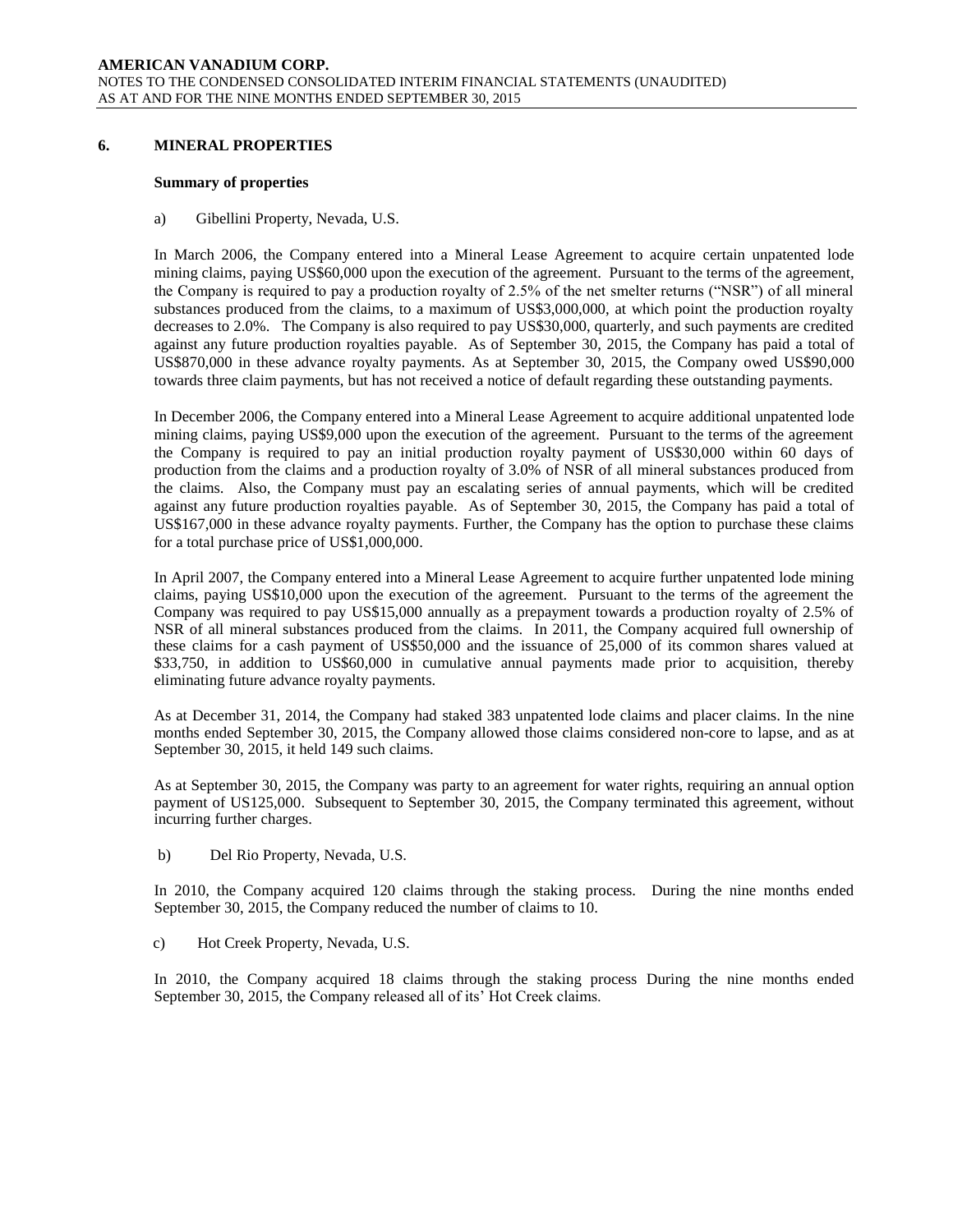## 6. MINERAL PROPERTIES

### Summary of properties

a) Gibellini Property, Nevada, U.S.

In March 2006, the Company entered into a Mineral Lease Agreement to acquire certain unpatented lode mining claims, paying US$60,000 upon the execution of the agreement. Pursuant to the terms of the agreement, the Company is required to pay a production royalty of 2.5% of the net smelter returns ("NSR") of all mineral substances produced from the claims, to a maximum of US$3,000,000, at which point the production royalty decreases to 2.0%. The Company is also required to pay US$30,000, quarterly, and such payments are credited against any future production royalties payable. As of September 30, 2015, the Company has paid a total of US$870,000 in these advance royalty payments. As at September 30, 2015, the Company owed US$90,000 towards three claim payments, but has not received a notice of default regarding these outstanding payments.

In December 2006, the Company entered into a Mineral Lease Agreement to acquire additional unpatented lode mining claims, paying US$9,000 upon the execution of the agreement. Pursuant to the terms of the agreement the Company is required to pay an initial production royalty payment of US$30,000 within 60 days of production from the claims and a production royalty of 3.0% of NSR of all mineral substances produced from the claims. Also, the Company must pay an escalating series of annual payments, which will be credited against any future production royalties payable. As of September 30, 2015, the Company has paid a total of US$167,000 in these advance royalty payments. Further, the Company has the option to purchase these claims for a total purchase price of US$1,000,000.

In April 2007, the Company entered into a Mineral Lease Agreement to acquire further unpatented lode mining claims, paying US$10,000 upon the execution of the agreement. Pursuant to the terms of the agreement the Company was required to pay US$15,000 annually as a prepayment towards a production royalty of 2.5% of NSR of all mineral substances produced from the claims. In 2011, the Company acquired full ownership of these claims for a cash payment of US$50,000 and the issuance of 25,000 of its common shares valued at $33,750, in addition to US$60,000 in cumulative annual payments made prior to acquisition, thereby eliminating future advance royalty payments.

As at December 31, 2014, the Company had staked 383 unpatented lode claims and placer claims. In the nine months ended September 30, 2015, the Company allowed those claims considered non-core to lapse, and as at September 30, 2015, it held 149 such claims.

As at September 30, 2015, the Company was party to an agreement for water rights, requiring an annual option payment of US125,000. Subsequent to September 30, 2015, the Company terminated this agreement, without incurring further charges.

b) Del Rio Property, Nevada, U.S.

In 2010, the Company acquired 120 claims through the staking process. During the nine months ended September 30, 2015, the Company reduced the number of claims to 10.

c) Hot Creek Property, Nevada, U.S.

In 2010, the Company acquired 18 claims through the staking process During the nine months ended September 30, 2015, the Company released all of its' Hot Creek claims.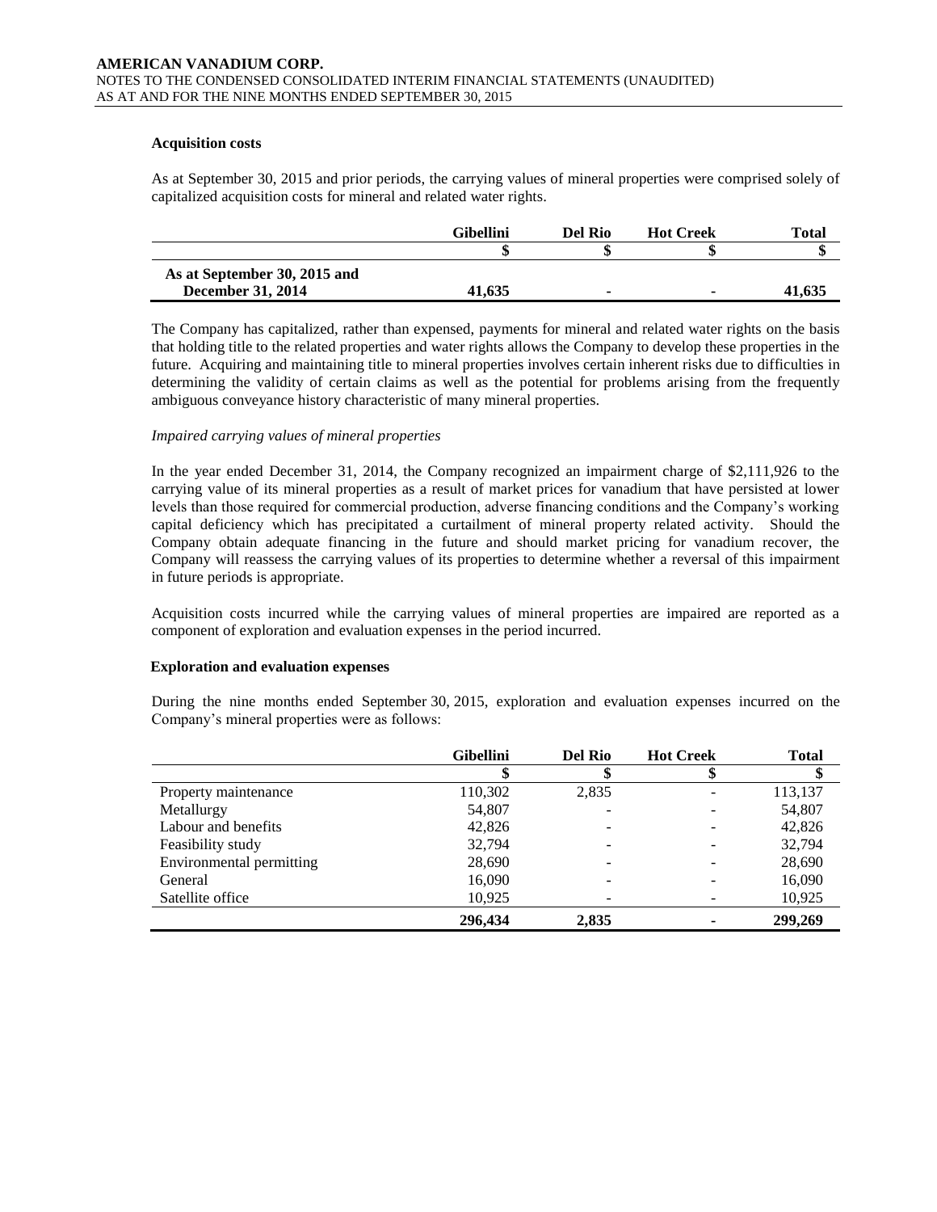### Acquisition costs

As at September 30, 2015 and prior periods, the carrying values of mineral properties were comprised solely of capitalized acquisition costs for mineral and related water rights.

| | Gibellini | Del Rio | Hot Creek | Total |
|---|---|---|---|---|
| | $ | $ | $ | $ |
| **As at September 30, 2015 and December 31, 2014** | **41,635** | **-** | **-** | **41,635** |

The Company has capitalized, rather than expensed, payments for mineral and related water rights on the basis that holding title to the related properties and water rights allows the Company to develop these properties in the future. Acquiring and maintaining title to mineral properties involves certain inherent risks due to difficulties in determining the validity of certain claims as well as the potential for problems arising from the frequently ambiguous conveyance history characteristic of many mineral properties.

*Impaired carrying values of mineral properties*

In the year ended December 31, 2014, the Company recognized an impairment charge of $2,111,926 to the carrying value of its mineral properties as a result of market prices for vanadium that have persisted at lower levels than those required for commercial production, adverse financing conditions and the Company's working capital deficiency which has precipitated a curtailment of mineral property related activity. Should the Company obtain adequate financing in the future and should market pricing for vanadium recover, the Company will reassess the carrying values of its properties to determine whether a reversal of this impairment in future periods is appropriate.

Acquisition costs incurred while the carrying values of mineral properties are impaired are reported as a component of exploration and evaluation expenses in the period incurred.

### Exploration and evaluation expenses

During the nine months ended September 30, 2015, exploration and evaluation expenses incurred on the Company's mineral properties were as follows:

| | Gibellini | Del Rio | Hot Creek | Total |
|---|---|---|---|---|
| | $ | $ | $ | $ |
| Property maintenance | 110,302 | 2,835 | - | 113,137 |
| Metallurgy | 54,807 | - | - | 54,807 |
| Labour and benefits | 42,826 | - | - | 42,826 |
| Feasibility study | 32,794 | - | - | 32,794 |
| Environmental permitting | 28,690 | - | - | 28,690 |
| General | 16,090 | - | - | 16,090 |
| Satellite office | 10,925 | - | - | 10,925 |
| | **296,434** | **2,835** | **-** | **299,269** |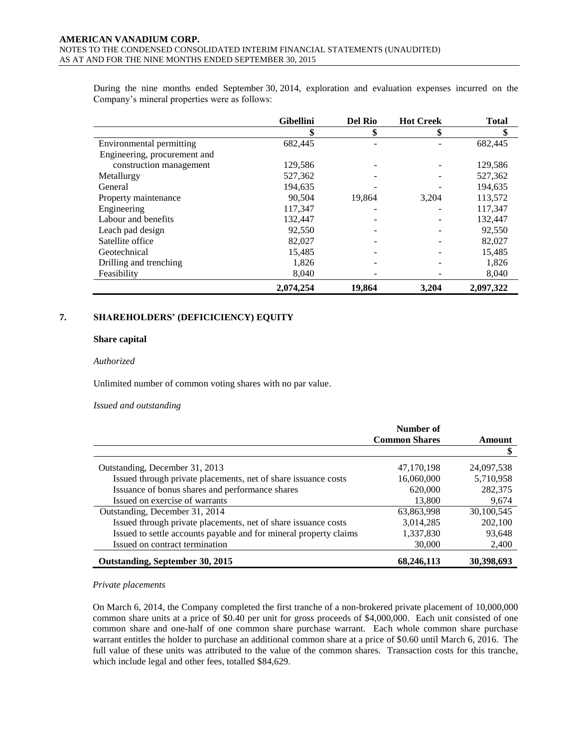During the nine months ended September 30, 2014, exploration and evaluation expenses incurred on the Company's mineral properties were as follows:

| | Gibellini | Del Rio | Hot Creek | Total |
|---|---|---|---|---|
| | $ | $ | $ | $ |
| Environmental permitting | 682,445 | - | - | 682,445 |
| Engineering, procurement and construction management | 129,586 | - | - | 129,586 |
| Metallurgy | 527,362 | - | - | 527,362 |
| General | 194,635 | - | - | 194,635 |
| Property maintenance | 90,504 | 19,864 | 3,204 | 113,572 |
| Engineering | 117,347 | - | - | 117,347 |
| Labour and benefits | 132,447 | - | - | 132,447 |
| Leach pad design | 92,550 | - | - | 92,550 |
| Satellite office | 82,027 | - | - | 82,027 |
| Geotechnical | 15,485 | - | - | 15,485 |
| Drilling and trenching | 1,826 | - | - | 1,826 |
| Feasibility | 8,040 | - | - | 8,040 |
| | **2,074,254** | **19,864** | **3,204** | **2,097,322** |

## 7. SHAREHOLDERS' (DEFICICIENCY) EQUITY

### Share capital

*Authorized*

Unlimited number of common voting shares with no par value.

*Issued and outstanding*

| | Number of Common Shares | Amount |
|---|---|---|
| | | $ |
| Outstanding, December 31, 2013 | 47,170,198 | 24,097,538 |
| Issued through private placements, net of share issuance costs | 16,060,000 | 5,710,958 |
| Issuance of bonus shares and performance shares | 620,000 | 282,375 |
| Issued on exercise of warrants | 13,800 | 9,674 |
| Outstanding, December 31, 2014 | 63,863,998 | 30,100,545 |
| Issued through private placements, net of share issuance costs | 3,014,285 | 202,100 |
| Issued to settle accounts payable and for mineral property claims | 1,337,830 | 93,648 |
| Issued on contract termination | 30,000 | 2,400 |
| **Outstanding, September 30, 2015** | **68,246,113** | **30,398,693** |

*Private placements*

On March 6, 2014, the Company completed the first tranche of a non-brokered private placement of 10,000,000 common share units at a price of $0.40 per unit for gross proceeds of $4,000,000. Each unit consisted of one common share and one-half of one common share purchase warrant. Each whole common share purchase warrant entitles the holder to purchase an additional common share at a price of $0.60 until March 6, 2016. The full value of these units was attributed to the value of the common shares. Transaction costs for this tranche, which include legal and other fees, totalled $84,629.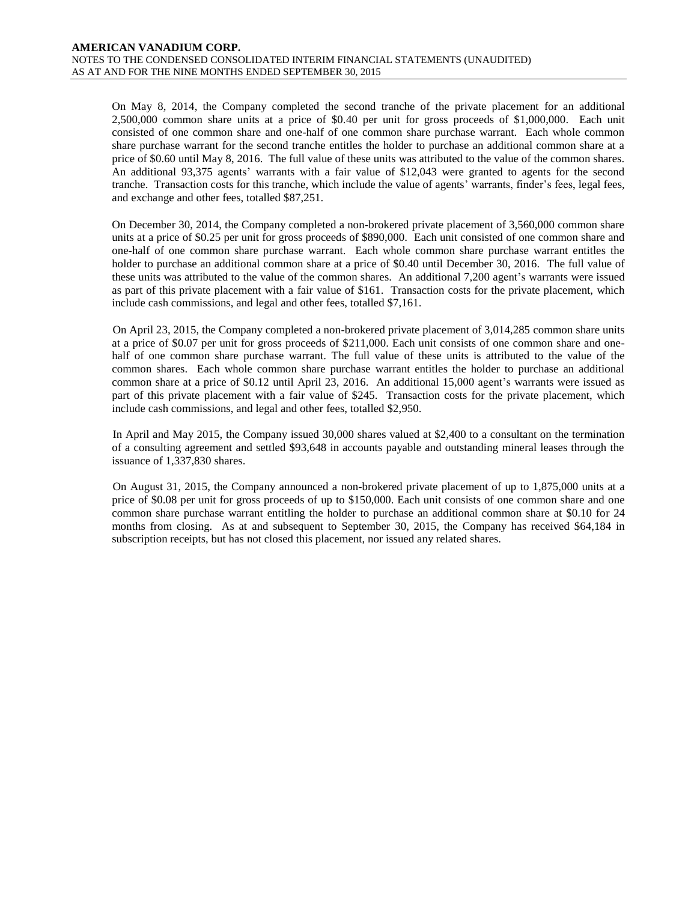On May 8, 2014, the Company completed the second tranche of the private placement for an additional 2,500,000 common share units at a price of $0.40 per unit for gross proceeds of $1,000,000. Each unit consisted of one common share and one-half of one common share purchase warrant. Each whole common share purchase warrant for the second tranche entitles the holder to purchase an additional common share at a price of $0.60 until May 8, 2016. The full value of these units was attributed to the value of the common shares. An additional 93,375 agents' warrants with a fair value of $12,043 were granted to agents for the second tranche. Transaction costs for this tranche, which include the value of agents' warrants, finder's fees, legal fees, and exchange and other fees, totalled $87,251.

On December 30, 2014, the Company completed a non-brokered private placement of 3,560,000 common share units at a price of $0.25 per unit for gross proceeds of $890,000. Each unit consisted of one common share and one-half of one common share purchase warrant. Each whole common share purchase warrant entitles the holder to purchase an additional common share at a price of $0.40 until December 30, 2016. The full value of these units was attributed to the value of the common shares. An additional 7,200 agent's warrants were issued as part of this private placement with a fair value of $161. Transaction costs for the private placement, which include cash commissions, and legal and other fees, totalled $7,161.

On April 23, 2015, the Company completed a non-brokered private placement of 3,014,285 common share units at a price of $0.07 per unit for gross proceeds of $211,000. Each unit consists of one common share and one-half of one common share purchase warrant. The full value of these units is attributed to the value of the common shares. Each whole common share purchase warrant entitles the holder to purchase an additional common share at a price of $0.12 until April 23, 2016. An additional 15,000 agent's warrants were issued as part of this private placement with a fair value of $245. Transaction costs for the private placement, which include cash commissions, and legal and other fees, totalled $2,950.

In April and May 2015, the Company issued 30,000 shares valued at $2,400 to a consultant on the termination of a consulting agreement and settled $93,648 in accounts payable and outstanding mineral leases through the issuance of 1,337,830 shares.

On August 31, 2015, the Company announced a non-brokered private placement of up to 1,875,000 units at a price of $0.08 per unit for gross proceeds of up to $150,000. Each unit consists of one common share and one common share purchase warrant entitling the holder to purchase an additional common share at $0.10 for 24 months from closing. As at and subsequent to September 30, 2015, the Company has received $64,184 in subscription receipts, but has not closed this placement, nor issued any related shares.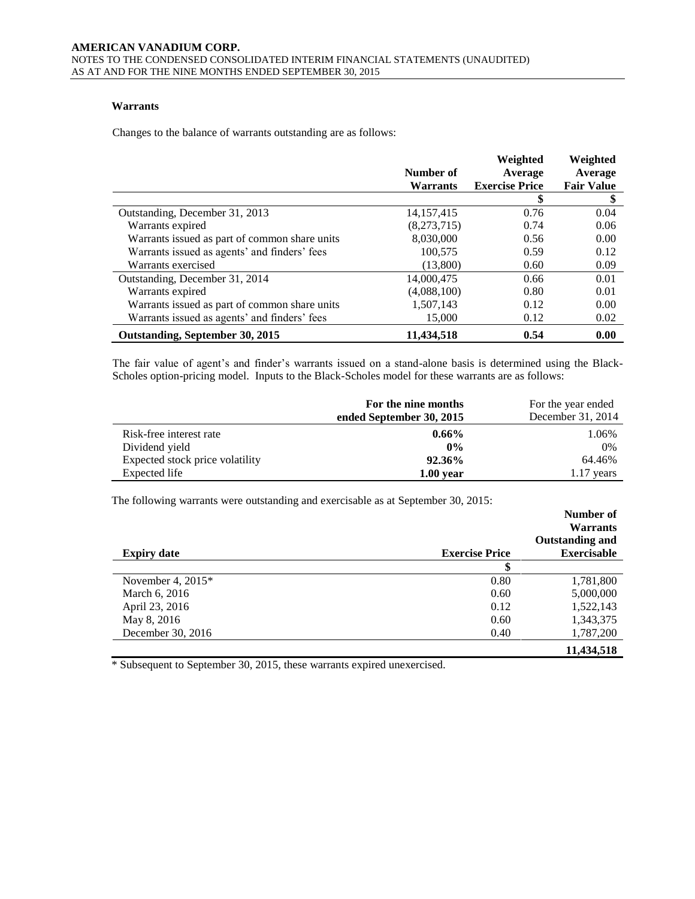### Warrants

Changes to the balance of warrants outstanding are as follows:

| | Number of Warrants | Weighted Average Exercise Price | Weighted Average Fair Value |
|---|---|---|---|
| | | $ | $ |
| Outstanding, December 31, 2013 | 14,157,415 | 0.76 | 0.04 |
| Warrants expired | (8,273,715) | 0.74 | 0.06 |
| Warrants issued as part of common share units | 8,030,000 | 0.56 | 0.00 |
| Warrants issued as agents' and finders' fees | 100,575 | 0.59 | 0.12 |
| Warrants exercised | (13,800) | 0.60 | 0.09 |
| Outstanding, December 31, 2014 | 14,000,475 | 0.66 | 0.01 |
| Warrants expired | (4,088,100) | 0.80 | 0.01 |
| Warrants issued as part of common share units | 1,507,143 | 0.12 | 0.00 |
| Warrants issued as agents' and finders' fees | 15,000 | 0.12 | 0.02 |
| **Outstanding, September 30, 2015** | **11,434,518** | **0.54** | **0.00** |

The fair value of agent's and finder's warrants issued on a stand-alone basis is determined using the Black-Scholes option-pricing model. Inputs to the Black-Scholes model for these warrants are as follows:

| | **For the nine months ended September 30, 2015** | For the year ended December 31, 2014 |
|---|---|---|
| Risk-free interest rate | **0.66%** | 1.06% |
| Dividend yield | **0%** | 0% |
| Expected stock price volatility | **92.36%** | 64.46% |
| Expected life | **1.00 year** | 1.17 years |

The following warrants were outstanding and exercisable as at September 30, 2015:

| Expiry date | Exercise Price | Number of Warrants Outstanding and Exercisable |
|---|---|---|
| | $ | |
| November 4, 2015* | 0.80 | 1,781,800 |
| March 6, 2016 | 0.60 | 5,000,000 |
| April 23, 2016 | 0.12 | 1,522,143 |
| May 8, 2016 | 0.60 | 1,343,375 |
| December 30, 2016 | 0.40 | 1,787,200 |
| | | **11,434,518** |

\* Subsequent to September 30, 2015, these warrants expired unexercised.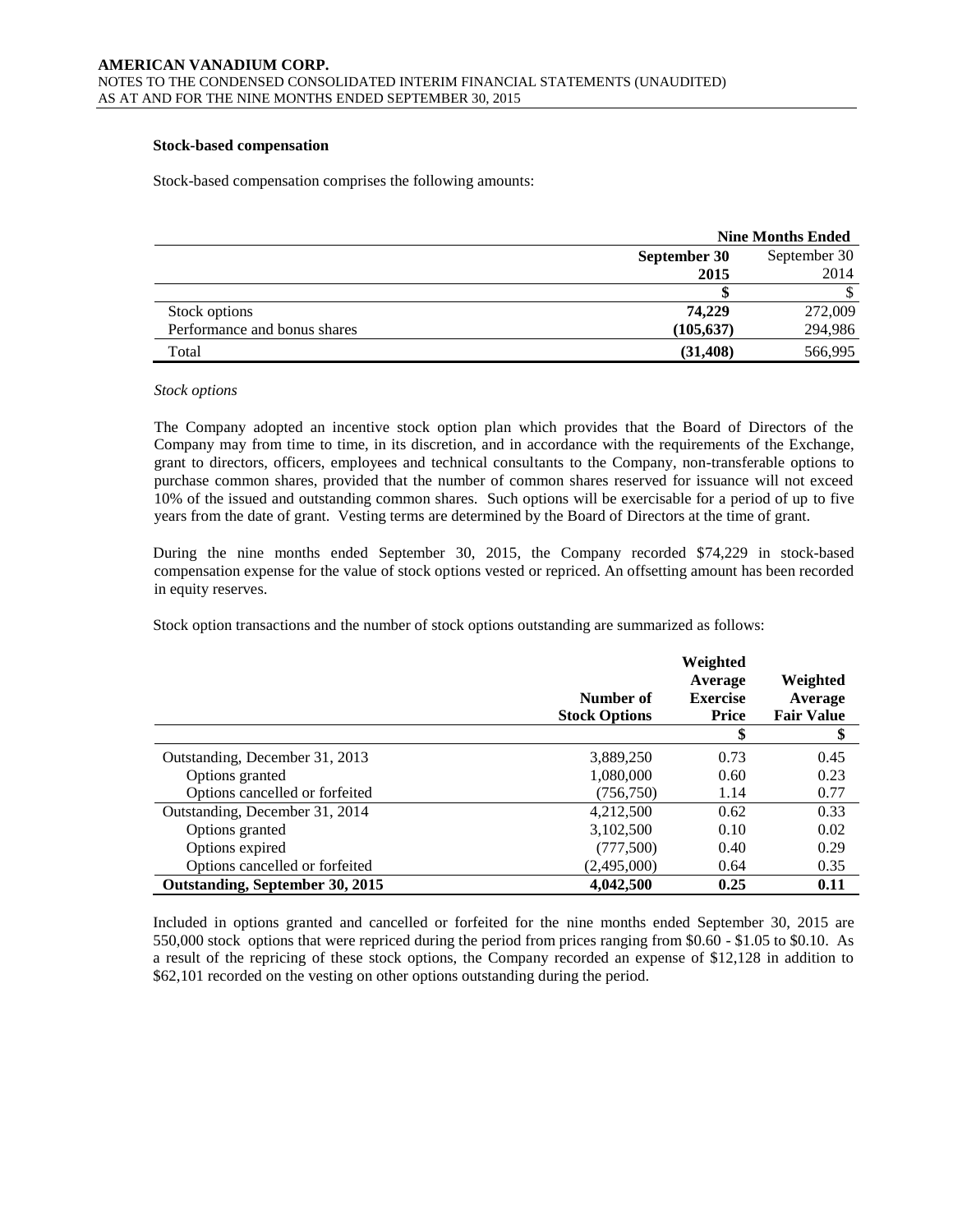### Stock-based compensation

Stock-based compensation comprises the following amounts:

| | Nine Months Ended | |
|---|---|---|
| | **September 30 2015** | September 30 2014 |
| | **\$** | \$ |
| Stock options | **74,229** | 272,009 |
| Performance and bonus shares | **(105,637)** | 294,986 |
| Total | **(31,408)** | 566,995 |

*Stock options*

The Company adopted an incentive stock option plan which provides that the Board of Directors of the Company may from time to time, in its discretion, and in accordance with the requirements of the Exchange, grant to directors, officers, employees and technical consultants to the Company, non-transferable options to purchase common shares, provided that the number of common shares reserved for issuance will not exceed 10% of the issued and outstanding common shares. Such options will be exercisable for a period of up to five years from the date of grant. Vesting terms are determined by the Board of Directors at the time of grant.

During the nine months ended September 30, 2015, the Company recorded \$74,229 in stock-based compensation expense for the value of stock options vested or repriced. An offsetting amount has been recorded in equity reserves.

Stock option transactions and the number of stock options outstanding are summarized as follows:

| | Number of Stock Options | Weighted Average Exercise Price | Weighted Average Fair Value |
|---|---|---|---|
| | | \$ | \$ |
| Outstanding, December 31, 2013 | 3,889,250 | 0.73 | 0.45 |
| Options granted | 1,080,000 | 0.60 | 0.23 |
| Options cancelled or forfeited | (756,750) | 1.14 | 0.77 |
| Outstanding, December 31, 2014 | 4,212,500 | 0.62 | 0.33 |
| Options granted | 3,102,500 | 0.10 | 0.02 |
| Options expired | (777,500) | 0.40 | 0.29 |
| Options cancelled or forfeited | (2,495,000) | 0.64 | 0.35 |
| **Outstanding, September 30, 2015** | **4,042,500** | **0.25** | **0.11** |

Included in options granted and cancelled or forfeited for the nine months ended September 30, 2015 are 550,000 stock options that were repriced during the period from prices ranging from \$0.60 - \$1.05 to \$0.10. As a result of the repricing of these stock options, the Company recorded an expense of \$12,128 in addition to \$62,101 recorded on the vesting on other options outstanding during the period.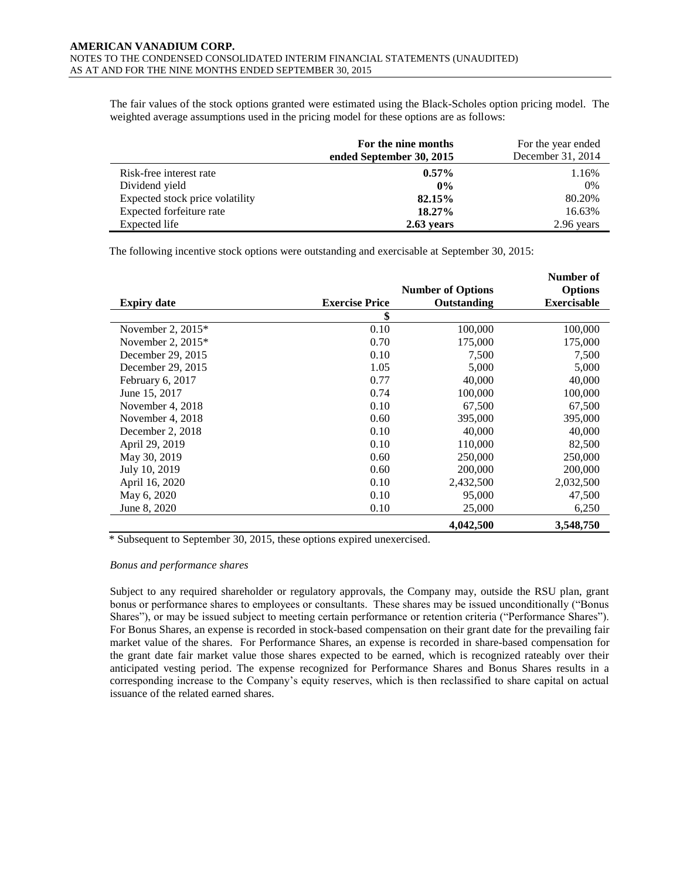The fair values of the stock options granted were estimated using the Black-Scholes option pricing model. The weighted average assumptions used in the pricing model for these options are as follows:

| | **For the nine months ended September 30, 2015** | For the year ended December 31, 2014 |
|---|---|---|
| Risk-free interest rate | **0.57%** | 1.16% |
| Dividend yield | **0%** | 0% |
| Expected stock price volatility | **82.15%** | 80.20% |
| Expected forfeiture rate | **18.27%** | 16.63% |
| Expected life | **2.63 years** | 2.96 years |

The following incentive stock options were outstanding and exercisable at September 30, 2015:

| **Expiry date** | **Exercise Price** | **Number of Options Outstanding** | **Number of Options Exercisable** |
|---|---|---|---|
| | **$** | | |
| November 2, 2015* | 0.10 | 100,000 | 100,000 |
| November 2, 2015* | 0.70 | 175,000 | 175,000 |
| December 29, 2015 | 0.10 | 7,500 | 7,500 |
| December 29, 2015 | 1.05 | 5,000 | 5,000 |
| February 6, 2017 | 0.77 | 40,000 | 40,000 |
| June 15, 2017 | 0.74 | 100,000 | 100,000 |
| November 4, 2018 | 0.10 | 67,500 | 67,500 |
| November 4, 2018 | 0.60 | 395,000 | 395,000 |
| December 2, 2018 | 0.10 | 40,000 | 40,000 |
| April 29, 2019 | 0.10 | 110,000 | 82,500 |
| May 30, 2019 | 0.60 | 250,000 | 250,000 |
| July 10, 2019 | 0.60 | 200,000 | 200,000 |
| April 16, 2020 | 0.10 | 2,432,500 | 2,032,500 |
| May 6, 2020 | 0.10 | 95,000 | 47,500 |
| June 8, 2020 | 0.10 | 25,000 | 6,250 |
| | | **4,042,500** | **3,548,750** |

* Subsequent to September 30, 2015, these options expired unexercised.

*Bonus and performance shares*

Subject to any required shareholder or regulatory approvals, the Company may, outside the RSU plan, grant bonus or performance shares to employees or consultants. These shares may be issued unconditionally ("Bonus Shares"), or may be issued subject to meeting certain performance or retention criteria ("Performance Shares"). For Bonus Shares, an expense is recorded in stock-based compensation on their grant date for the prevailing fair market value of the shares. For Performance Shares, an expense is recorded in share-based compensation for the grant date fair market value those shares expected to be earned, which is recognized rateably over their anticipated vesting period. The expense recognized for Performance Shares and Bonus Shares results in a corresponding increase to the Company's equity reserves, which is then reclassified to share capital on actual issuance of the related earned shares.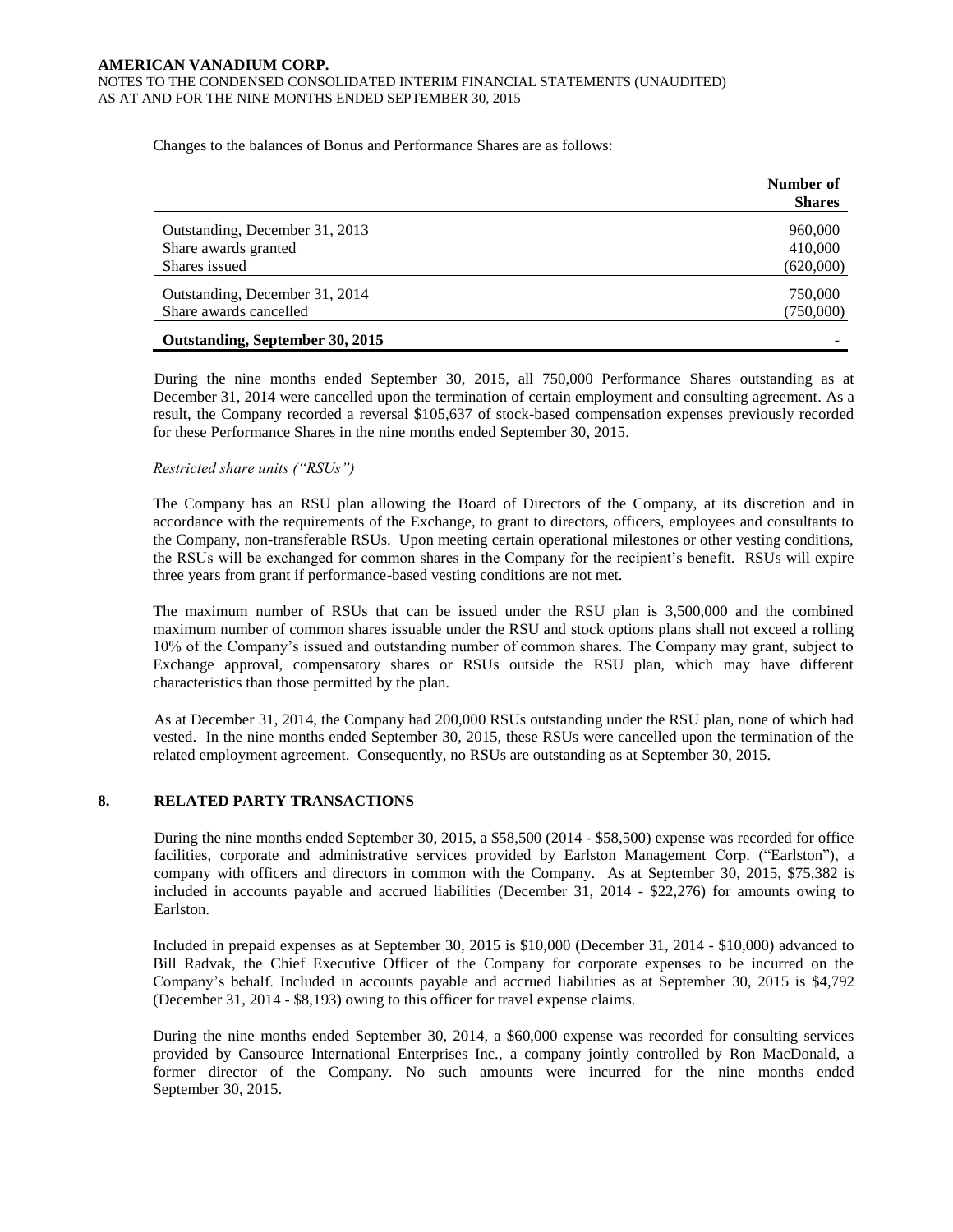Changes to the balances of Bonus and Performance Shares are as follows:

| | Number of Shares |
|---|---|
| Outstanding, December 31, 2013 | 960,000 |
| Share awards granted | 410,000 |
| Shares issued | (620,000) |
| Outstanding, December 31, 2014 | 750,000 |
| Share awards cancelled | (750,000) |
| **Outstanding, September 30, 2015** | - |

During the nine months ended September 30, 2015, all 750,000 Performance Shares outstanding as at December 31, 2014 were cancelled upon the termination of certain employment and consulting agreement. As a result, the Company recorded a reversal $105,637 of stock-based compensation expenses previously recorded for these Performance Shares in the nine months ended September 30, 2015.

*Restricted share units ("RSUs")*

The Company has an RSU plan allowing the Board of Directors of the Company, at its discretion and in accordance with the requirements of the Exchange, to grant to directors, officers, employees and consultants to the Company, non-transferable RSUs. Upon meeting certain operational milestones or other vesting conditions, the RSUs will be exchanged for common shares in the Company for the recipient's benefit. RSUs will expire three years from grant if performance-based vesting conditions are not met.

The maximum number of RSUs that can be issued under the RSU plan is 3,500,000 and the combined maximum number of common shares issuable under the RSU and stock options plans shall not exceed a rolling 10% of the Company's issued and outstanding number of common shares. The Company may grant, subject to Exchange approval, compensatory shares or RSUs outside the RSU plan, which may have different characteristics than those permitted by the plan.

As at December 31, 2014, the Company had 200,000 RSUs outstanding under the RSU plan, none of which had vested. In the nine months ended September 30, 2015, these RSUs were cancelled upon the termination of the related employment agreement. Consequently, no RSUs are outstanding as at September 30, 2015.

## 8. RELATED PARTY TRANSACTIONS

During the nine months ended September 30, 2015, a $58,500 (2014 - $58,500) expense was recorded for office facilities, corporate and administrative services provided by Earlston Management Corp. ("Earlston"), a company with officers and directors in common with the Company. As at September 30, 2015, $75,382 is included in accounts payable and accrued liabilities (December 31, 2014 - $22,276) for amounts owing to Earlston.

Included in prepaid expenses as at September 30, 2015 is $10,000 (December 31, 2014 - $10,000) advanced to Bill Radvak, the Chief Executive Officer of the Company for corporate expenses to be incurred on the Company's behalf. Included in accounts payable and accrued liabilities as at September 30, 2015 is $4,792 (December 31, 2014 - $8,193) owing to this officer for travel expense claims.

During the nine months ended September 30, 2014, a $60,000 expense was recorded for consulting services provided by Cansource International Enterprises Inc., a company jointly controlled by Ron MacDonald, a former director of the Company. No such amounts were incurred for the nine months ended September 30, 2015.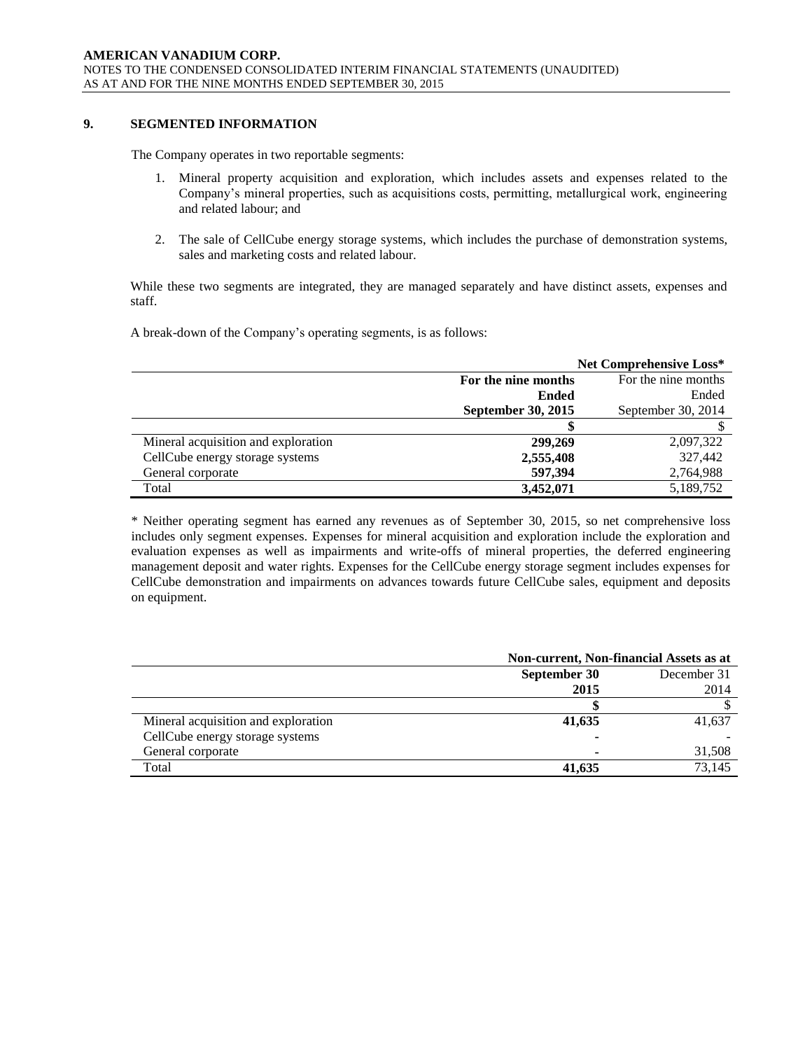## 9. SEGMENTED INFORMATION

The Company operates in two reportable segments:

1. Mineral property acquisition and exploration, which includes assets and expenses related to the Company's mineral properties, such as acquisitions costs, permitting, metallurgical work, engineering and related labour; and

2. The sale of CellCube energy storage systems, which includes the purchase of demonstration systems, sales and marketing costs and related labour.

While these two segments are integrated, they are managed separately and have distinct assets, expenses and staff.

A break-down of the Company's operating segments, is as follows:

| | **Net Comprehensive Loss*** | |
|---|---|---|
| | **For the nine months Ended September 30, 2015** | For the nine months Ended September 30, 2014 |
| | **$** | $ |
| Mineral acquisition and exploration | **299,269** | 2,097,322 |
| CellCube energy storage systems | **2,555,408** | 327,442 |
| General corporate | **597,394** | 2,764,988 |
| Total | **3,452,071** | 5,189,752 |

* Neither operating segment has earned any revenues as of September 30, 2015, so net comprehensive loss includes only segment expenses. Expenses for mineral acquisition and exploration include the exploration and evaluation expenses as well as impairments and write-offs of mineral properties, the deferred engineering management deposit and water rights. Expenses for the CellCube energy storage segment includes expenses for CellCube demonstration and impairments on advances towards future CellCube sales, equipment and deposits on equipment.

| | **Non-current, Non-financial Assets as at** | |
|---|---|---|
| | **September 30 2015** | December 31 2014 |
| | **$** | $ |
| Mineral acquisition and exploration | **41,635** | 41,637 |
| CellCube energy storage systems | **-** | - |
| General corporate | **-** | 31,508 |
| Total | **41,635** | 73,145 |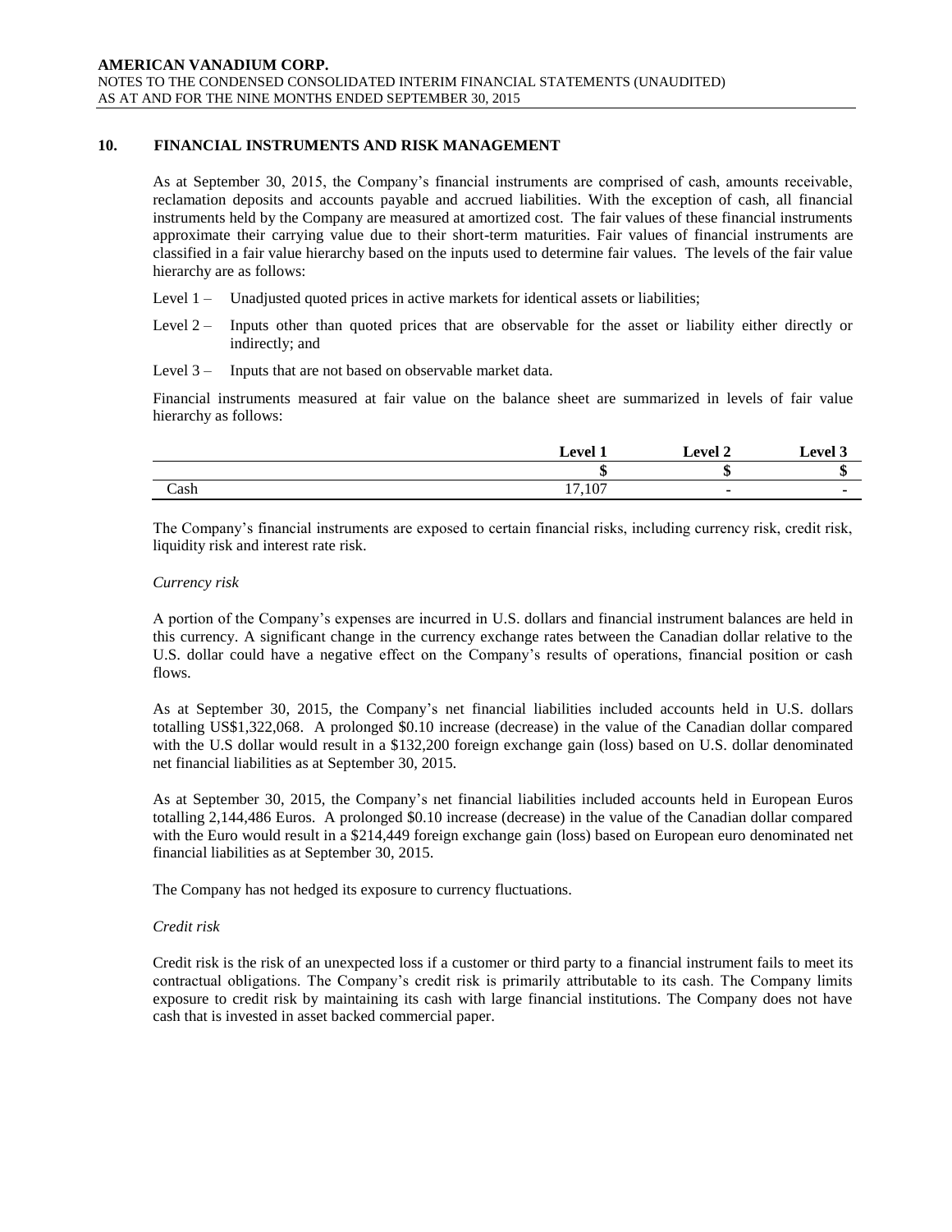## 10. FINANCIAL INSTRUMENTS AND RISK MANAGEMENT

As at September 30, 2015, the Company's financial instruments are comprised of cash, amounts receivable, reclamation deposits and accounts payable and accrued liabilities. With the exception of cash, all financial instruments held by the Company are measured at amortized cost. The fair values of these financial instruments approximate their carrying value due to their short-term maturities. Fair values of financial instruments are classified in a fair value hierarchy based on the inputs used to determine fair values. The levels of the fair value hierarchy are as follows:

Level 1 – Unadjusted quoted prices in active markets for identical assets or liabilities;

Level 2 – Inputs other than quoted prices that are observable for the asset or liability either directly or indirectly; and

Level 3 – Inputs that are not based on observable market data.

Financial instruments measured at fair value on the balance sheet are summarized in levels of fair value hierarchy as follows:

| | Level 1 | Level 2 | Level 3 |
|---|---|---|---|
| | $ | $ | $ |
| Cash | 17,107 | - | - |

The Company's financial instruments are exposed to certain financial risks, including currency risk, credit risk, liquidity risk and interest rate risk.

*Currency risk*

A portion of the Company's expenses are incurred in U.S. dollars and financial instrument balances are held in this currency. A significant change in the currency exchange rates between the Canadian dollar relative to the U.S. dollar could have a negative effect on the Company's results of operations, financial position or cash flows.

As at September 30, 2015, the Company's net financial liabilities included accounts held in U.S. dollars totalling US$1,322,068. A prolonged $0.10 increase (decrease) in the value of the Canadian dollar compared with the U.S dollar would result in a $132,200 foreign exchange gain (loss) based on U.S. dollar denominated net financial liabilities as at September 30, 2015.

As at September 30, 2015, the Company's net financial liabilities included accounts held in European Euros totalling 2,144,486 Euros. A prolonged $0.10 increase (decrease) in the value of the Canadian dollar compared with the Euro would result in a $214,449 foreign exchange gain (loss) based on European euro denominated net financial liabilities as at September 30, 2015.

The Company has not hedged its exposure to currency fluctuations.

*Credit risk*

Credit risk is the risk of an unexpected loss if a customer or third party to a financial instrument fails to meet its contractual obligations. The Company's credit risk is primarily attributable to its cash. The Company limits exposure to credit risk by maintaining its cash with large financial institutions. The Company does not have cash that is invested in asset backed commercial paper.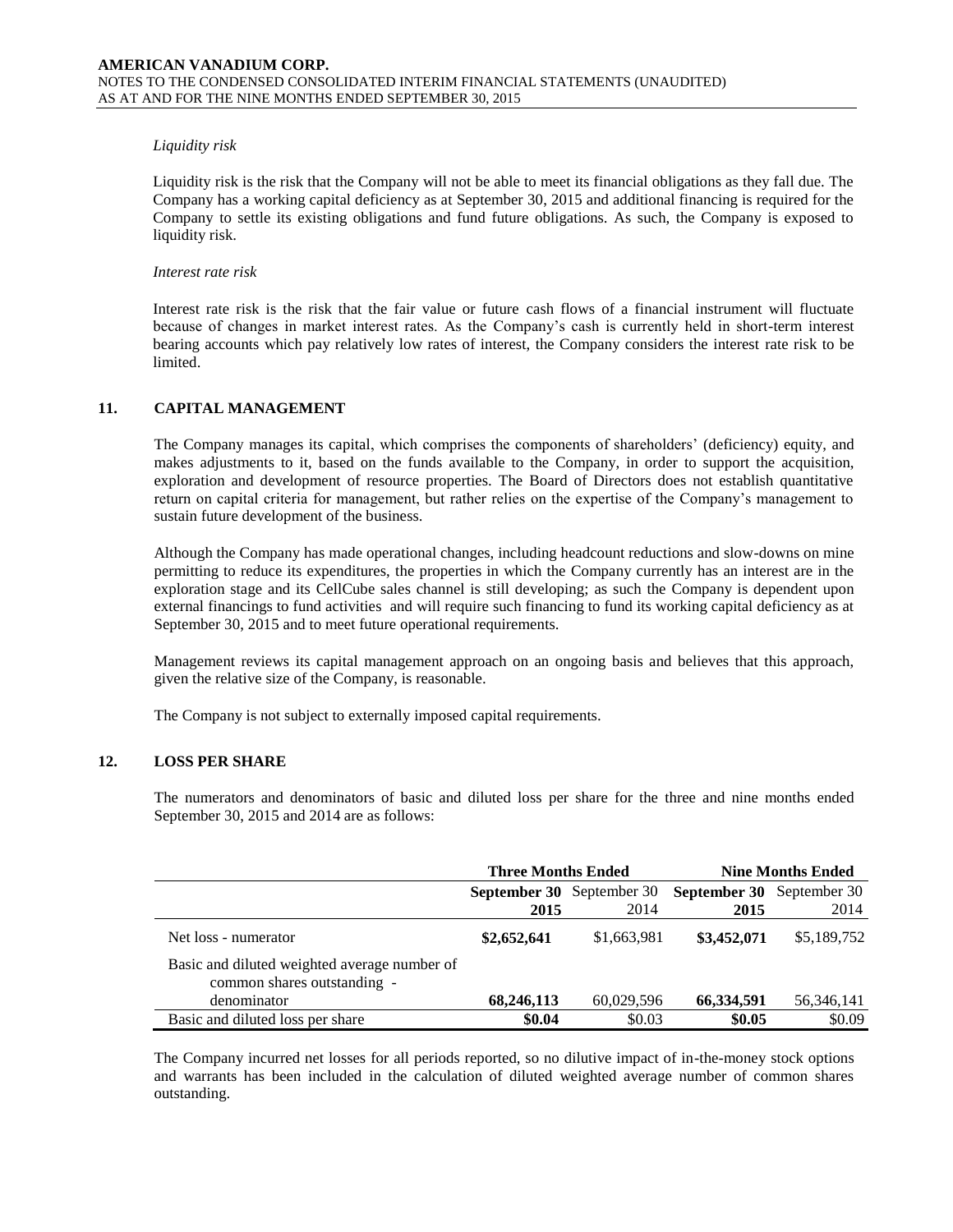*Liquidity risk*

Liquidity risk is the risk that the Company will not be able to meet its financial obligations as they fall due. The Company has a working capital deficiency as at September 30, 2015 and additional financing is required for the Company to settle its existing obligations and fund future obligations. As such, the Company is exposed to liquidity risk.

*Interest rate risk*

Interest rate risk is the risk that the fair value or future cash flows of a financial instrument will fluctuate because of changes in market interest rates. As the Company's cash is currently held in short-term interest bearing accounts which pay relatively low rates of interest, the Company considers the interest rate risk to be limited.

## 11. CAPITAL MANAGEMENT

The Company manages its capital, which comprises the components of shareholders' (deficiency) equity, and makes adjustments to it, based on the funds available to the Company, in order to support the acquisition, exploration and development of resource properties. The Board of Directors does not establish quantitative return on capital criteria for management, but rather relies on the expertise of the Company's management to sustain future development of the business.

Although the Company has made operational changes, including headcount reductions and slow-downs on mine permitting to reduce its expenditures, the properties in which the Company currently has an interest are in the exploration stage and its CellCube sales channel is still developing; as such the Company is dependent upon external financings to fund activities and will require such financing to fund its working capital deficiency as at September 30, 2015 and to meet future operational requirements.

Management reviews its capital management approach on an ongoing basis and believes that this approach, given the relative size of the Company, is reasonable.

The Company is not subject to externally imposed capital requirements.

## 12. LOSS PER SHARE

The numerators and denominators of basic and diluted loss per share for the three and nine months ended September 30, 2015 and 2014 are as follows:

| | **Three Months Ended** | | **Nine Months Ended** | |
|---|---|---|---|---|
| | **September 30 2015** | September 30 2014 | **September 30 2015** | September 30 2014 |
| Net loss - numerator | **\$2,652,641** | \$1,663,981 | **\$3,452,071** | \$5,189,752 |
| Basic and diluted weighted average number of common shares outstanding - denominator | **68,246,113** | 60,029,596 | **66,334,591** | 56,346,141 |
| Basic and diluted loss per share | **\$0.04** | \$0.03 | **\$0.05** | \$0.09 |

The Company incurred net losses for all periods reported, so no dilutive impact of in-the-money stock options and warrants has been included in the calculation of diluted weighted average number of common shares outstanding.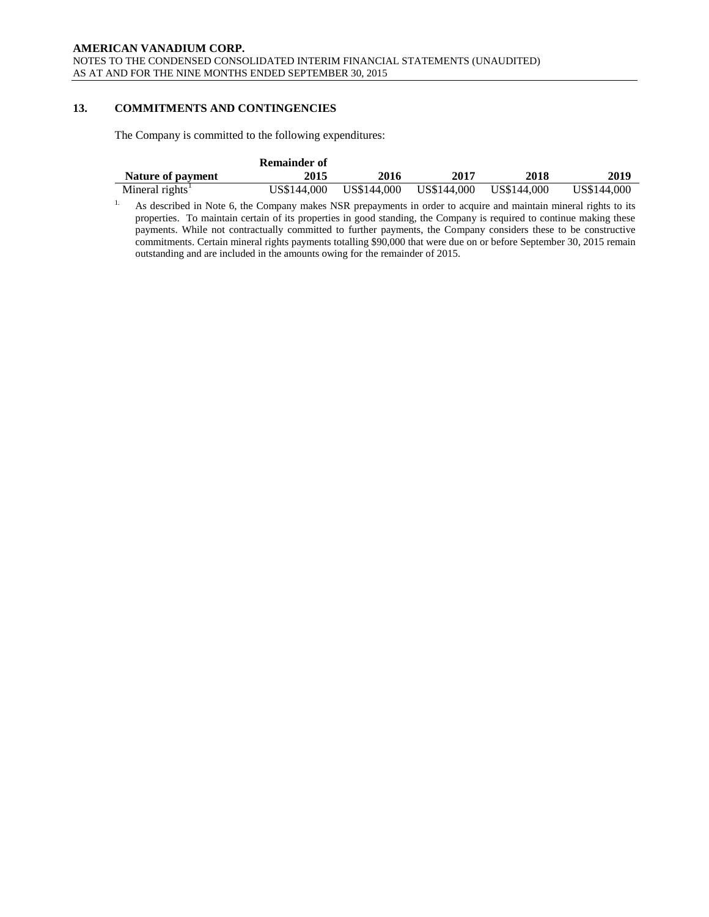## 13. COMMITMENTS AND CONTINGENCIES

The Company is committed to the following expenditures:

| Nature of payment | Remainder of 2015 | 2016 | 2017 | 2018 | 2019 |
|---|---|---|---|---|---|
| Mineral rights[1] | US$144,000 | US$144,000 | US$144,000 | US$144,000 | US$144,000 |

[1] As described in Note 6, the Company makes NSR prepayments in order to acquire and maintain mineral rights to its properties. To maintain certain of its properties in good standing, the Company is required to continue making these payments. While not contractually committed to further payments, the Company considers these to be constructive commitments. Certain mineral rights payments totalling $90,000 that were due on or before September 30, 2015 remain outstanding and are included in the amounts owing for the remainder of 2015.